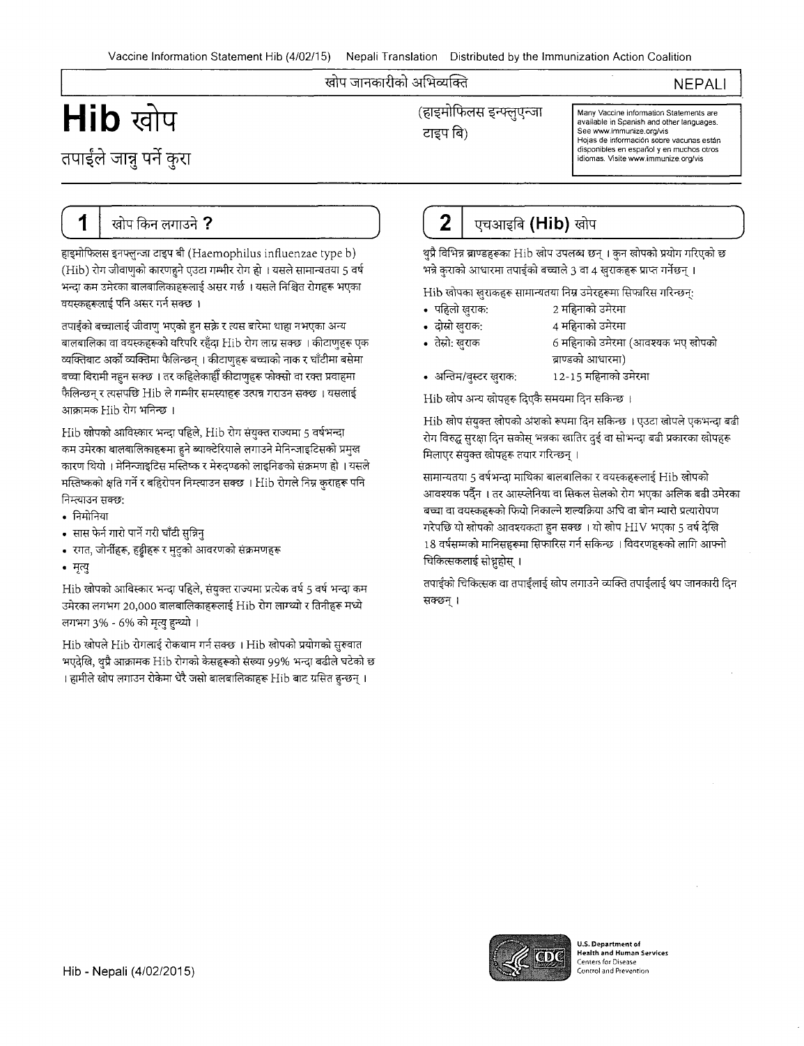खोप जानकारीको अभिव्यक्ति

NEPALI

# Hib खोप

## तपाईंले जान्नु पर्ने कुरा

(हाइमोफिलस इन्फ्लुएन्जा टाइप बि)

Many Vaccine Information Statements are available in Spanish and other languages. See www.immunize.org/vis
Hojas de información sobre vacunas están disponibles en español y en muchos otros idiomas. Visite www.immunize.org/vis

## 1 खोप किन लगाउने ?

हाइमोफिलस इनफ्लुन्जा टाइप बी (Haemophilus influenzae type b) (Hib) रोग जीवाणुको कारणहुने एउटा गम्भीर रोग हो । यसले सामान्यतया 5 वर्ष भन्दा कम उमेरका बालबालिकाहरूलाई असर गर्छ । यसले निश्चित रोगहरू भएका वयस्कहरूलाई पनि असर गर्न सक्छ ।

तपाईंको बच्चालाई जीवाणु भएको हुन सक्ने र त्यस बारेमा थाहा नभएका अन्य बालबालिका वा वयस्कहरूको वरिपरि रहँदा Hib रोग लाग्न सक्छ । कीटाणुहरू एक व्यक्तिबाट अर्को व्यक्तिमा फैलिन्छन् । कीटाणुहरू बच्चाको नाक र घाँटीमा बसेमा बच्चा बिरामी नहुन सक्छ । तर कहिलेकाहीँ कीटाणुहरू फोक्सो वा रक्त प्रवाहमा फैलिन्छन् र त्यसपछि Hib ले गम्भीर समस्याहरू उत्पन्न गराउन सक्छ । यसलाई आक्रामक Hib रोग भनिन्छ ।

Hib खोपको आविस्कार भन्दा पहिले, Hib रोग संयुक्त राज्यमा 5 वर्षभन्दा कम उमेरका बालबालिकाहरूमा हुने ब्याक्टेरियाले लगाउने मेनिन्जाइटिसको प्रमुख कारण थियो । मेनिन्जाइटिस मस्तिष्क र मेरुदण्डको लाइनिङको संक्रमण हो । यसले मस्तिष्कको क्षति गर्ने र बहिरोपन निम्त्याउन सक्छ । Hib रोगले निम्न कुराहरू पनि निम्त्याउन सक्छ:

- निमोनिया
- सास फेर्न गारो पार्ने गरी घाँटी सुन्निनु
- रगत, जोर्नीहरू, हड्डीहरू र मुटुको आवरणको संक्रमणहरू
- मृत्यु

Hib खोपको आविस्कार भन्दा पहिले, संयुक्त राज्यमा प्रत्येक वर्ष 5 वर्ष भन्दा कम उमेरका लगभग 20,000 बालबालिकाहरूलाई Hib रोग लाग्थ्यो र तिनीहरू मध्ये लगभग 3% - 6% को मृत्यु हुन्थ्यो ।

Hib खोपले Hib रोगलाई रोकथाम गर्न सक्छ । Hib खोपको प्रयोगको सुरुवात भएदेखि, थुप्रै आक्रामक Hib रोगको केसहरूको संख्या 99% भन्दा बढीले घटेको छ । हामीले खोप लगाउन रोकेमा धेरै जसो बालबालिकाहरू Hib बाट ग्रसित हुन्छन् ।

## 2 एचआइबि (Hib) खोप

थुप्रै विभिन्न ब्राण्डहरूका Hib खोप उपलब्ध छन् । कुन खोपको प्रयोग गरिएको छ भन्ने कुराको आधारमा तपाईंको बच्चाले 3 वा 4 खुराकहरू प्राप्त गर्नेछन् ।

Hib खोपका खुराकहरू सामान्यतया निम्न उमेरहरूमा सिफारिस गरिन्छन्:

- पहिलो खुराक: 2 महिनाको उमेरमा
- दोस्रो खुराक: 4 महिनाको उमेरमा
- तेस्रो: खुराक 6 महिनाको उमेरमा (आवश्यक भए खोपको ब्राण्डको आधारमा)
- अन्तिम/बुस्टर खुराक: 12-15 महिनाको उमेरमा

Hib खोप अन्य खोपहरू दिएकै समयमा दिन सकिन्छ ।

Hib खोप संयुक्त खोपको अंशको रूपमा दिन सकिन्छ । एउटा खोपले एकभन्दा बढी रोग विरुद्ध सुरक्षा दिन सकोस् भन्नका खातिर दुई वा सोभन्दा बढी प्रकारका खोपहरू मिलाएर संयुक्त खोपहरू तयार गरिन्छन् ।

सामान्यतया 5 वर्षभन्दा माथिका बालबालिका र वयस्कहरूलाई Hib खोपको आवश्यक पर्दैन । तर आस्प्लेनिया वा सिकल सेलको रोग भएका अलिक बढी उमेरका बच्चा वा वयस्कहरूको फियो निकाल्ने शल्यक्रिया अघि वा बोन म्यारो प्रत्यारोपण गरेपछि यो खोपको आवश्यकता हुन सक्छ । यो खोप HIV भएका 5 वर्ष देखि 18 वर्षसम्मको मानिसहरूमा सिफारिस गर्न सकिन्छ । विवरणहरूको लागि आफ्नो चिकित्सकलाई सोध्नुहोस् ।

तपाईंको चिकित्सक वा तपाईंलाई खोप लगाउने व्यक्ति तपाईंलाई थप जानकारी दिन सक्छन् ।

U.S. Department of Health and Human Services
Centers for Disease Control and Prevention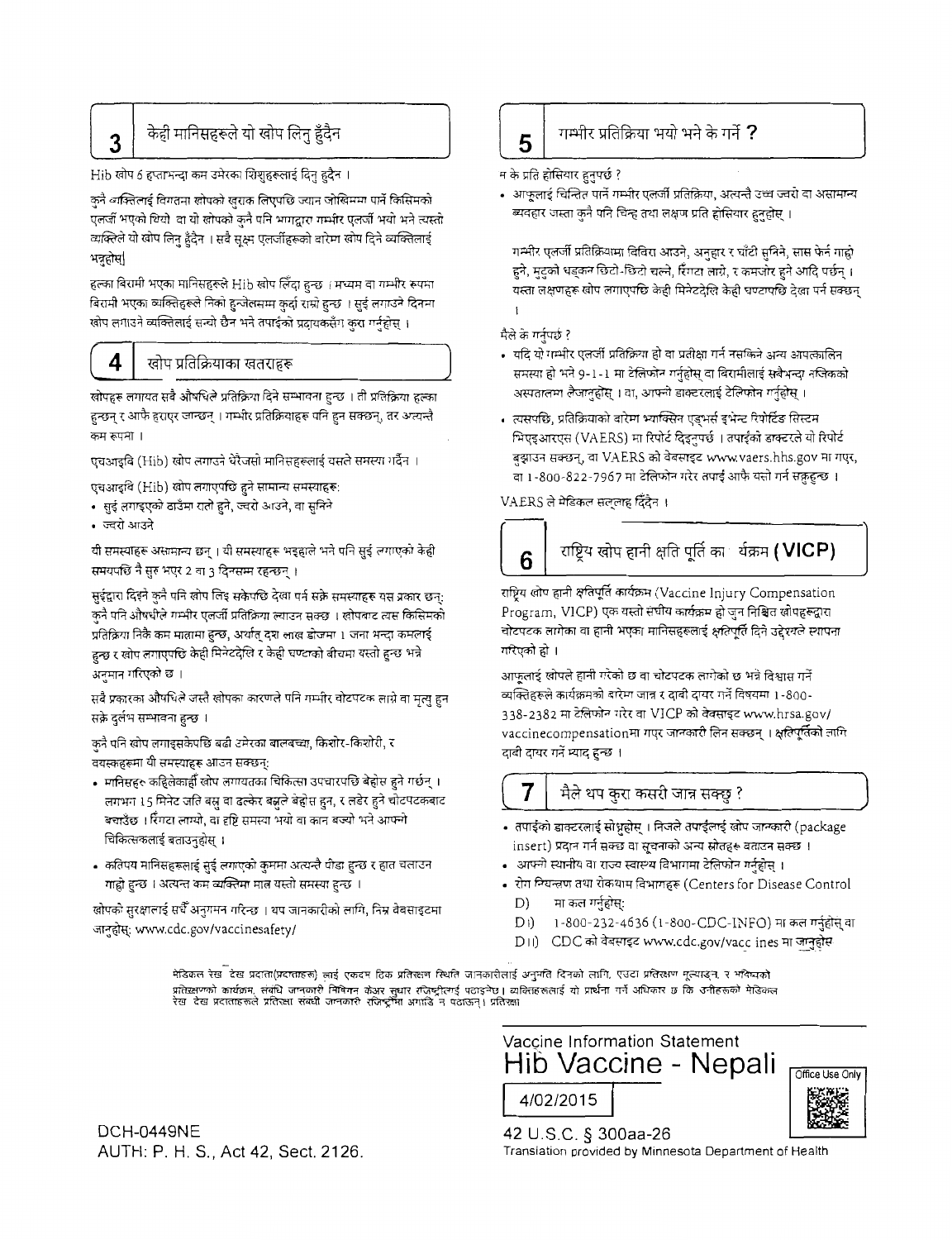## 3 केही मानिसहरूले यो खोप लिनु हुँदैन

Hib खोप 6 हप्ताभन्दा कम उमेरका शिशुहरूलाई दिनु हुँदैन ।

कुनै व्यक्तिलाई विगतमा खोपको खुराक लिएपछि ज्यान जोखिममा पार्ने किसिमको एलर्जी भएको थियो वा यो खोपको कुनै पनि भागद्वारा गम्भीर एलर्जी भयो भने त्यस्तो व्यक्तिले यो खोप लिनु हुँदैन । सबै सूक्ष्म एलर्जीहरूको बारेमा खोप दिने व्यक्तिलाई भन्नुहोस्।

हल्का बिरामी भएका मानिसहरूले Hib खोप लिँदा हुन्छ । मध्यम वा गम्भीर रूपमा बिरामी भएका व्यक्तिहरूले निको हुन्जेलसम्म कुर्दा राम्रो हुन्छ । सुई लगाउने दिनमा खोप लगाउने व्यक्तिलाई सन्चो छैन भने तपाईंको प्रदायकसँग कुरा गर्नुहोस् ।

## 4 खोप प्रतिक्रियाका खतराहरू

खोपहरू लगायत सबै औषधिले प्रतिक्रिया दिने सम्भावना हुन्छ । ती प्रतिक्रिया हल्का हुन्छन् र आफै हराएर जान्छन् । गम्भीर प्रतिक्रियाहरू पनि हुन सक्छन्, तर अत्यन्तै कम रूपमा ।

एचआइबि (Hib) खोप लगाउने धेरैजसो मानिसहरूलाई यसले समस्या गर्दैन ।

एचआइबि (Hib) खोप लगाएपछि हुने सामान्य समस्याहरू:

- सुई लगाइएको ठाउँमा रातो हुने, ज्वरो आउने, वा सुन्निने
- ज्वरो आउने

यी समस्याहरू असामान्य छन् । यी समस्याहरू भइहाले भने पनि सुई लगाएको केही समयपछि नै सुरु भएर 2 वा 3 दिनसम्म रहन्छन् ।

सुईद्वारा दिइने कुनै पनि खोप लिइ सकेपछि देखा पर्न सक्ने समस्याहरू यस प्रकार छन्: कुनै पनि औषधीले गम्भीर एलर्जी प्रतिक्रिया ल्याउन सक्छ । खोपबाट यस किसिमको प्रतिक्रिया निकै कम मात्रामा हुन्छ, अर्थात् दश लाख डोजमा 1 जना भन्दा कमलाई हुन्छ र खोप लगाएपछि केही मिनेटदेखि र केही घण्टाको बीचमा यस्तो हुन्छ भन्ने अनुमान गरिएको छ ।

सबै प्रकारका औषधिले जस्तै खोपका कारणले पनि गम्भीर चोटपटक लाग्ने वा मृत्यु हुन सक्ने दुर्लभ सम्भावना हुन्छ ।

कुनै पनि खोप लगाइसकेपछि बढी उमेरका बालबच्चा, किशोर-किशोरी, र वयस्कहरूमा यी समस्याहरू आउन सक्छन्:

- मानिसहरू कहिलेकाहीं खोप लगायतका चिकित्सा उपचारपछि बेहोस हुने गर्छन् । लगभग 15 मिनेट जति बस्नु वा ढल्केर बस्नुले बेहोस हुन, र लडेर हुने चोटपटकबाट बचाउँछ । रिँगटा लाग्यो, वा दृष्टि समस्या भयो वा कान बज्यो भने आफ्नो चिकित्सकलाई बताउनुहोस् ।
- कतिपय मानिसहरूलाई सुई लगाएको कुममा अत्यन्तै पीडा हुन्छ र हात चलाउन गाह्रो हुन्छ । अत्यन्त कम व्यक्तिमा मात्र यस्तो समस्या हुन्छ ।

खोपको सुरक्षालाई सधैँ अनुगमन गरिन्छ । थप जानकारीको लागि, निम्न वेबसाइटमा जानुहोस्: www.cdc.gov/vaccinesafety/

## 5 गम्भीर प्रतिक्रिया भयो भने के गर्ने ?

म के प्रति होसियार हुनुपर्छ ?

- आफूलाई चिन्तित पार्ने गम्भीर एलर्जी प्रतिक्रिया, अत्यन्तै उच्च ज्वरो वा असामान्य व्यवहार जस्ता कुनै पनि चिन्ह तथा लक्षण प्रति होसियार हुनुहोस् ।

गम्भीर एलर्जी प्रतिक्रियामा विबिरा आउने, अनुहार र घाँटी सुन्निने, सास फेर्न गाह्रो हुने, मुटुको धड्कन छिटो-छिटो चल्ने, रिँगटा लाग्ने, र कमजोर हुने आदि पर्छन् । यस्ता लक्षणहरू खोप लगाएपछि केही मिनेटदेखि केही घण्टापछि देखा पर्न सक्छन् ।

मैले के गर्नुपर्छ ?

- यदि यो गम्भीर एलर्जी प्रतिक्रिया हो वा प्रतीक्षा गर्न नसकिने अन्य आपत्कालिन समस्या हो भने 9-1-1 मा टेलिफोन गर्नुहोस् वा बिरामीलाई सबैभन्दा नजिकको अस्पतालमा लैजानुहोस् । वा, आफ्नो डाक्टरलाई टेलिफोन गर्नुहोस् ।
- त्यसपछि, प्रतिक्रियाको बारेमा भ्याक्सिन एड्भर्स इभेन्ट रिपोर्टिङ सिस्टम भिएइआरएस (VAERS) मा रिपोर्ट दिइनुपर्छ । तपाईंको डाक्टरले यो रिपोर्ट बुझाउन सक्छन्, वा VAERS को वेबसाइट www.vaers.hhs.gov मा गएर, वा 1-800-822-7967 मा टेलिफोन गरेर तपाईं आफै यस्तो गर्न सक्नुहुन्छ ।

VAERS ले मेडिकल सल्लाह दिँदैन ।

## 6 राष्ट्रिय खोप हानी क्षति पूर्ति कार्यक्रम (VICP)

राष्ट्रिय खोप हानी क्षतिपूर्ति कार्यक्रम (Vaccine Injury Compensation Program, VICP) एक यस्तो संघीय कार्यक्रम हो जुन निश्चित खोपहरूद्वारा चोटपटक लागेका वा हानी भएका मानिसहरूलाई क्षतिपूर्ति दिने उद्देश्यले स्थापना गरिएको हो ।

आफूलाई खोपले हानी गरेको छ वा चोटपटक लागेको छ भन्ने विश्वास गर्ने व्यक्तिहरूले कार्यक्रमको बारेमा जान्न र दावी दायर गर्ने विषयमा 1-800-338-2382 मा टेलिफोन गरेर वा VICP को वेबसाइट www.hrsa.gov/vaccinecompensationमा गएर जानकारी लिन सक्छन् । क्षतिपूर्तिको लागि दाबी दायर गर्ने म्याद हुन्छ ।

## 7 मैले थप कुरा कसरी जान्न सक्छु ?

- तपाईंको डाक्टरलाई सोध्नुहोस् । निजले तपाईंलाई खोप जानकारी (package insert) प्रदान गर्न सक्छ वा सूचनाको अन्य स्रोतहरू बताउन सक्छ ।
- आफ्नो स्थानीय वा राज्य स्वास्थ्य विभागमा टेलिफोन गर्नुहोस् ।
- रोग नियन्त्रण तथा रोकथाम विभागहरू (Centers for Disease Control
  - D) मा कल गर्नुहोस्:
  - D1) 1-800-232-4636 (1-800-CDC-INFO) मा कल गर्नुहोस् वा
  - D11) CDC को वेबसाइट www.cdc.gov/vaccines मा जानुहोस्

मेडिकल रेख देख प्रदाता(प्रदाताहरू) लाई एकदम ठिक प्रतिरक्षण स्थिति जानकारीलाई अनुमति दिनको लागि, एउटा प्रतिरक्षण मूल्याङ्कन, र भविष्यको प्रतिरक्षणको कार्यक्रम, सबंधि जानकारी मिनेसोटा कैअर सुधार रजिस्ट्रीलाई पठाइन्छ। व्यक्तिहरूलाई यो प्रार्थना गर्ने अधिकार छ कि उनीहरूको मेडिकल रेख देख प्रदाताहरूले प्रतिरक्षा सबंधी जानकारी रजिस्ट्रीमा अगाडि न पठाउन। प्रतिरक्षा

Vaccine Information Statement
**Hib Vaccine - Nepali**

4/02/2015

Office Use Only

42 U.S.C. § 300aa-26

Translation provided by Minnesota Department of Health

DCH-0449NE
AUTH: P. H. S., Act 42, Sect. 2126.